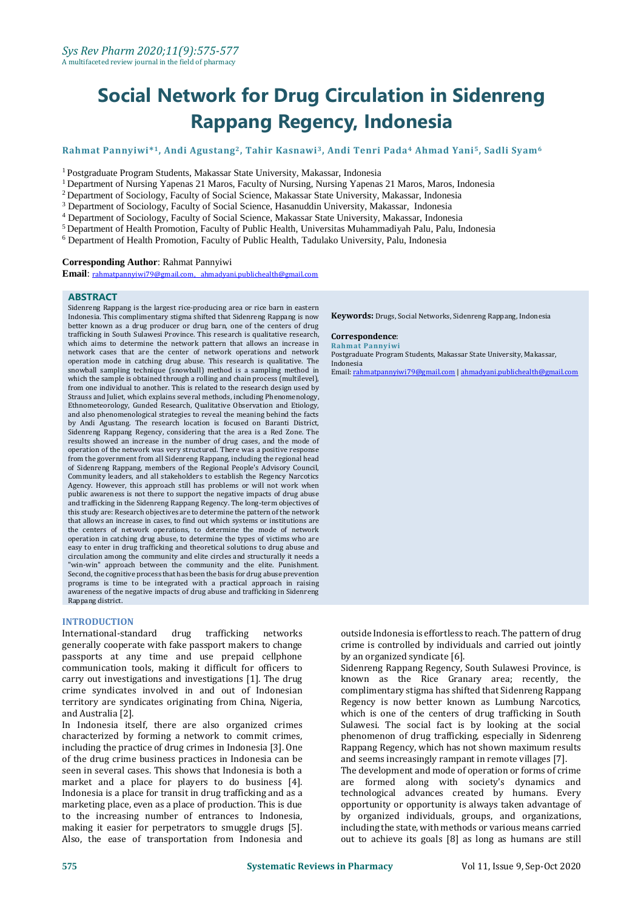# Social Network for Drug Circulation in Sidenreng Rappang Regency, Indonesia

**Rahmat Pannyiwi*[1], Andi Agustang[2], Tahir Kasnawi[3], Andi Tenri Pada[4] Ahmad Yani[5], Sadli Syam[6]**

[1] Postgraduate Program Students, Makassar State University, Makassar, Indonesia
[1] Department of Nursing Yapenas 21 Maros, Faculty of Nursing, Nursing Yapenas 21 Maros, Maros, Indonesia
[2] Department of Sociology, Faculty of Social Science, Makassar State University, Makassar, Indonesia
[3] Department of Sociology, Faculty of Social Science, Hasanuddin University, Makassar, Indonesia
[4] Department of Sociology, Faculty of Social Science, Makassar State University, Makassar, Indonesia
[5] Department of Health Promotion, Faculty of Public Health, Universitas Muhammadiyah Palu, Palu, Indonesia
[6] Department of Health Promotion, Faculty of Public Health, Tadulako University, Palu, Indonesia

**Corresponding Author**: Rahmat Pannyiwi
**Email**: rahmatpannyiwi79@gmail.com, ahmadyani.publichealth@gmail.com

## ABSTRACT

Sidenreng Rappang is the largest rice-producing area or rice barn in eastern Indonesia. This complimentary stigma shifted that Sidenreng Rappang is now better known as a drug producer or drug barn, one of the centers of drug trafficking in South Sulawesi Province. This research is qualitative research, which aims to determine the network pattern that allows an increase in network cases that are the center of network operations and network operation mode in catching drug abuse. This research is qualitative. The snowball sampling technique (snowball) method is a sampling method in which the sample is obtained through a rolling and chain process (multilevel), from one individual to another. This is related to the research design used by Strauss and Juliet, which explains several methods, including Phenomenology, Ethnometeorology, Gunded Research, Qualitative Observation and Etiology, and also phenomenological strategies to reveal the meaning behind the facts by Andi Agustang. The research location is focused on Baranti District, Sidenreng Rappang Regency, considering that the area is a Red Zone. The results showed an increase in the number of drug cases, and the mode of operation of the network was very structured. There was a positive response from the government from all Sidenreng Rappang, including the regional head of Sidenreng Rappang, members of the Regional People's Advisory Council, Community leaders, and all stakeholders to establish the Regency Narcotics Agency. However, this approach still has problems or will not work when public awareness is not there to support the negative impacts of drug abuse and trafficking in the Sidenreng Rappang Regency. The long-term objectives of this study are: Research objectives are to determine the pattern of the network that allows an increase in cases, to find out which systems or institutions are the centers of network operations, to determine the mode of network operation in catching drug abuse, to determine the types of victims who are easy to enter in drug trafficking and theoretical solutions to drug abuse and circulation among the community and elite circles and structurally it needs a "win-win" approach between the community and the elite. Punishment. Second, the cognitive process that has been the basis for drug abuse prevention programs is time to be integrated with a practical approach in raising awareness of the negative impacts of drug abuse and trafficking in Sidenreng Rappang district.

**Keywords:** Drugs, Social Networks, Sidenreng Rappang, Indonesia

**Correspondence**:
**Rahmat Pannyiwi**
Postgraduate Program Students, Makassar State University, Makassar, Indonesia
Email: rahmatpannyiwi79@gmail.com | ahmadyani.publichealth@gmail.com

## INTRODUCTION

International-standard drug trafficking networks generally cooperate with fake passport makers to change passports at any time and use prepaid cellphone communication tools, making it difficult for officers to carry out investigations and investigations [1]. The drug crime syndicates involved in and out of Indonesian territory are syndicates originating from China, Nigeria, and Australia [2].

In Indonesia itself, there are also organized crimes characterized by forming a network to commit crimes, including the practice of drug crimes in Indonesia [3]. One of the drug crime business practices in Indonesia can be seen in several cases. This shows that Indonesia is both a market and a place for players to do business [4]. Indonesia is a place for transit in drug trafficking and as a marketing place, even as a place of production. This is due to the increasing number of entrances to Indonesia, making it easier for perpetrators to smuggle drugs [5]. Also, the ease of transportation from Indonesia and outside Indonesia is effortless to reach. The pattern of drug crime is controlled by individuals and carried out jointly by an organized syndicate [6].

Sidenreng Rappang Regency, South Sulawesi Province, is known as the Rice Granary area; recently, the complimentary stigma has shifted that Sidenreng Rappang Regency is now better known as Lumbung Narcotics, which is one of the centers of drug trafficking in South Sulawesi. The social fact is by looking at the social phenomenon of drug trafficking, especially in Sidenreng Rappang Regency, which has not shown maximum results and seems increasingly rampant in remote villages [7].

The development and mode of operation or forms of crime are formed along with society's dynamics and technological advances created by humans. Every opportunity or opportunity is always taken advantage of by organized individuals, groups, and organizations, including the state, with methods or various means carried out to achieve its goals [8] as long as humans are still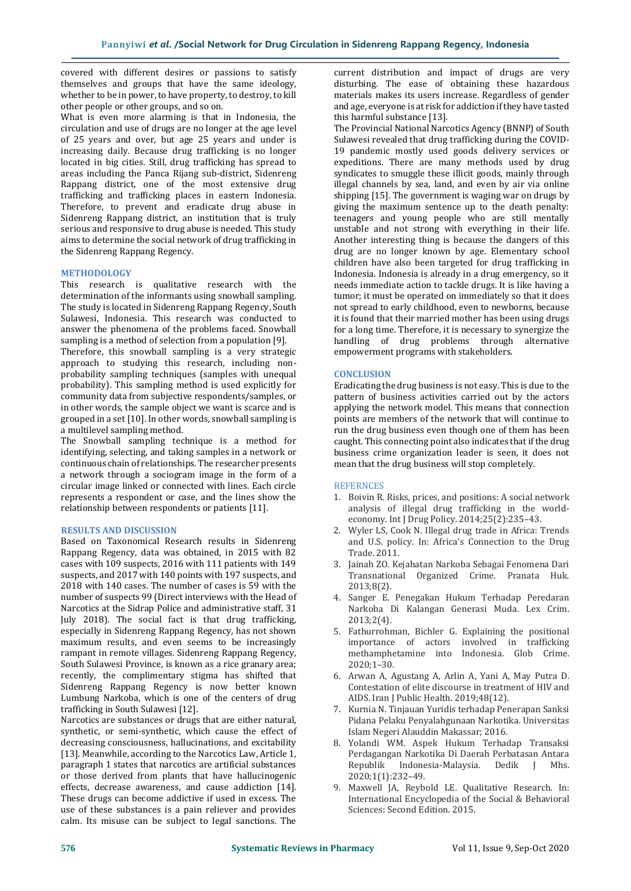covered with different desires or passions to satisfy themselves and groups that have the same ideology, whether to be in power, to have property, to destroy, to kill other people or other groups, and so on.

What is even more alarming is that in Indonesia, the circulation and use of drugs are no longer at the age level of 25 years and over, but age 25 years and under is increasing daily. Because drug trafficking is no longer located in big cities. Still, drug trafficking has spread to areas including the Panca Rijang sub-district, Sidenreng Rappang district, one of the most extensive drug trafficking and trafficking places in eastern Indonesia. Therefore, to prevent and eradicate drug abuse in Sidenreng Rappang district, an institution that is truly serious and responsive to drug abuse is needed. This study aims to determine the social network of drug trafficking in the Sidenreng Rappang Regency.

## METHODOLOGY

This research is qualitative research with the determination of the informants using snowball sampling. The study is located in Sidenreng Rappang Regency, South Sulawesi, Indonesia. This research was conducted to answer the phenomena of the problems faced. Snowball sampling is a method of selection from a population [9].

Therefore, this snowball sampling is a very strategic approach to studying this research, including non-probability sampling techniques (samples with unequal probability). This sampling method is used explicitly for community data from subjective respondents/samples, or in other words, the sample object we want is scarce and is grouped in a set [10]. In other words, snowball sampling is a multilevel sampling method.

The Snowball sampling technique is a method for identifying, selecting, and taking samples in a network or continuous chain of relationships. The researcher presents a network through a sociogram image in the form of a circular image linked or connected with lines. Each circle represents a respondent or case, and the lines show the relationship between respondents or patients [11].

## RESULTS AND DISCUSSION

Based on Taxonomical Research results in Sidenreng Rappang Regency, data was obtained, in 2015 with 82 cases with 109 suspects, 2016 with 111 patients with 149 suspects, and 2017 with 140 points with 197 suspects, and 2018 with 140 cases. The number of cases is 59 with the number of suspects 99 (Direct interviews with the Head of Narcotics at the Sidrap Police and administrative staff, 31 July 2018). The social fact is that drug trafficking, especially in Sidenreng Rappang Regency, has not shown maximum results, and even seems to be increasingly rampant in remote villages. Sidenreng Rappang Regency, South Sulawesi Province, is known as a rice granary area; recently, the complimentary stigma has shifted that Sidenreng Rappang Regency is now better known Lumbung Narkoba, which is one of the centers of drug trafficking in South Sulawesi [12].

Narcotics are substances or drugs that are either natural, synthetic, or semi-synthetic, which cause the effect of decreasing consciousness, hallucinations, and excitability [13]. Meanwhile, according to the Narcotics Law, Article 1, paragraph 1 states that narcotics are artificial substances or those derived from plants that have hallucinogenic effects, decrease awareness, and cause addiction [14]. These drugs can become addictive if used in excess. The use of these substances is a pain reliever and provides calm. Its misuse can be subject to legal sanctions. The current distribution and impact of drugs are very disturbing. The ease of obtaining these hazardous materials makes its users increase. Regardless of gender and age, everyone is at risk for addiction if they have tasted this harmful substance [13].

The Provincial National Narcotics Agency (BNNP) of South Sulawesi revealed that drug trafficking during the COVID-19 pandemic mostly used goods delivery services or expeditions. There are many methods used by drug syndicates to smuggle these illicit goods, mainly through illegal channels by sea, land, and even by air via online shipping [15]. The government is waging war on drugs by giving the maximum sentence up to the death penalty: teenagers and young people who are still mentally unstable and not strong with everything in their life. Another interesting thing is because the dangers of this drug are no longer known by age. Elementary school children have also been targeted for drug trafficking in Indonesia. Indonesia is already in a drug emergency, so it needs immediate action to tackle drugs. It is like having a tumor; it must be operated on immediately so that it does not spread to early childhood, even to newborns, because it is found that their married mother has been using drugs for a long time. Therefore, it is necessary to synergize the handling of drug problems through alternative empowerment programs with stakeholders.

## CONCLUSION

Eradicating the drug business is not easy. This is due to the pattern of business activities carried out by the actors applying the network model. This means that connection points are members of the network that will continue to run the drug business even though one of them has been caught. This connecting point also indicates that if the drug business crime organization leader is seen, it does not mean that the drug business will stop completely.

## REFERNCES

1. Boivin R. Risks, prices, and positions: A social network analysis of illegal drug trafficking in the world-economy. Int J Drug Policy. 2014;25(2):235–43.
2. Wyler LS, Cook N. Illegal drug trade in Africa: Trends and U.S. policy. In: Africa's Connection to the Drug Trade. 2011.
3. Jainah ZO. Kejahatan Narkoba Sebagai Fenomena Dari Transnational Organized Crime. Pranata Huk. 2013;8(2).
4. Sanger E. Penegakan Hukum Terhadap Peredaran Narkoba Di Kalangan Generasi Muda. Lex Crim. 2013;2(4).
5. Fathurrohman, Bichler G. Explaining the positional importance of actors involved in trafficking methamphetamine into Indonesia. Glob Crime. 2020;1–30.
6. Arwan A, Agustang A, Arlin A, Yani A, May Putra D. Contestation of elite discourse in treatment of HIV and AIDS. Iran J Public Health. 2019;48(12).
7. Kurnia N. Tinjauan Yuridis terhadap Penerapan Sanksi Pidana Pelaku Penyalahgunaan Narkotika. Universitas Islam Negeri Alauddin Makassar; 2016.
8. Yolandi WM. Aspek Hukum Terhadap Transaksi Perdagangan Narkotika Di Daerah Perbatasan Antara Republik Indonesia-Malaysia. Dedik J Mhs. 2020;1(1):232–49.
9. Maxwell JA, Reybold LE. Qualitative Research. In: International Encyclopedia of the Social & Behavioral Sciences: Second Edition. 2015.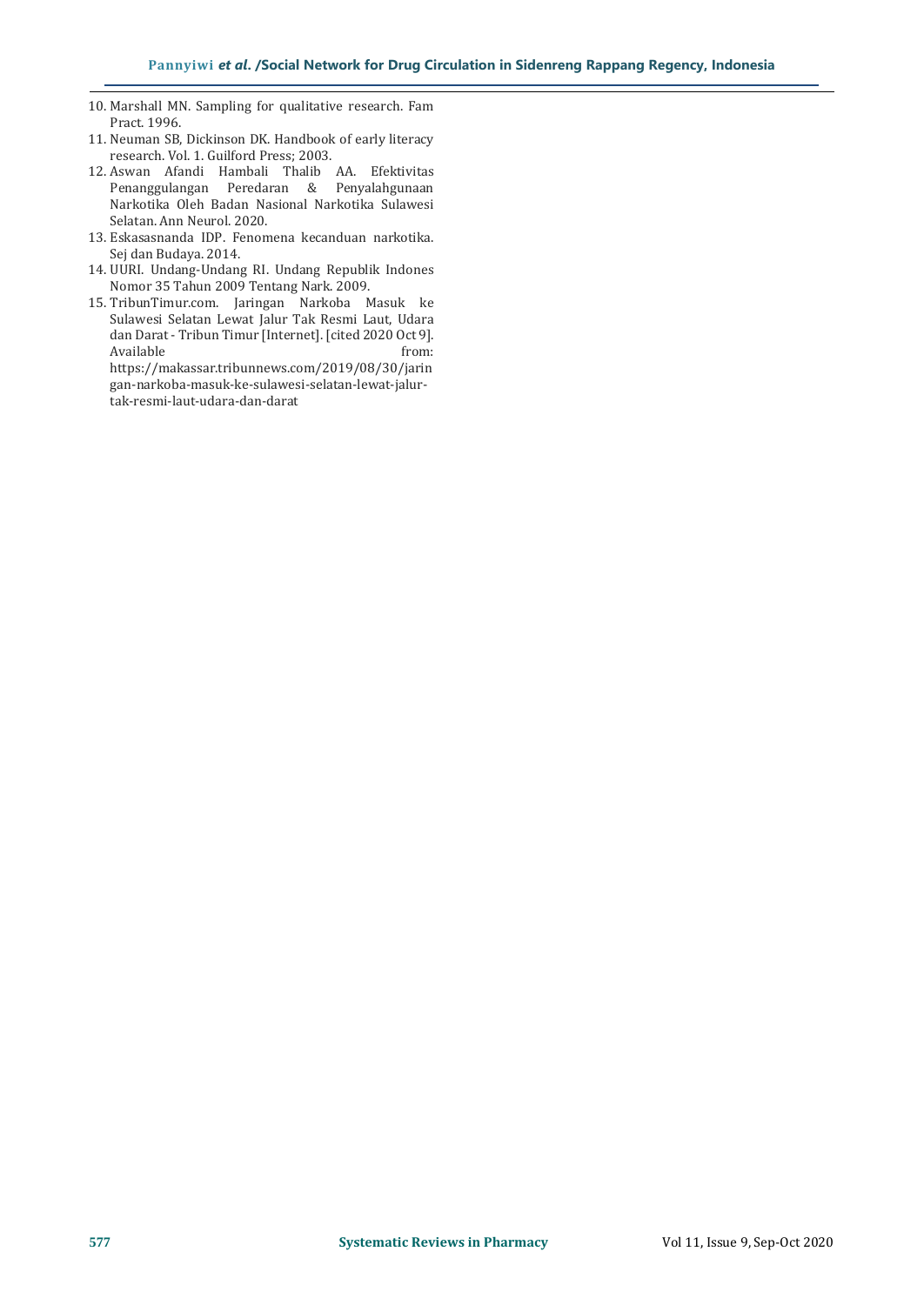10. Marshall MN. Sampling for qualitative research. Fam Pract. 1996.
11. Neuman SB, Dickinson DK. Handbook of early literacy research. Vol. 1. Guilford Press; 2003.
12. Aswan Afandi Hambali Thalib AA. Efektivitas Penanggulangan Peredaran & Penyalahgunaan Narkotika Oleh Badan Nasional Narkotika Sulawesi Selatan. Ann Neurol. 2020.
13. Eskasasnanda IDP. Fenomena kecanduan narkotika. Sej dan Budaya. 2014.
14. UURI. Undang-Undang RI. Undang Republik Indones Nomor 35 Tahun 2009 Tentang Nark. 2009.
15. TribunTimur.com. Jaringan Narkoba Masuk ke Sulawesi Selatan Lewat Jalur Tak Resmi Laut, Udara dan Darat - Tribun Timur [Internet]. [cited 2020 Oct 9]. Available from: https://makassar.tribunnews.com/2019/08/30/jaringan-narkoba-masuk-ke-sulawesi-selatan-lewat-jalur-tak-resmi-laut-udara-dan-darat